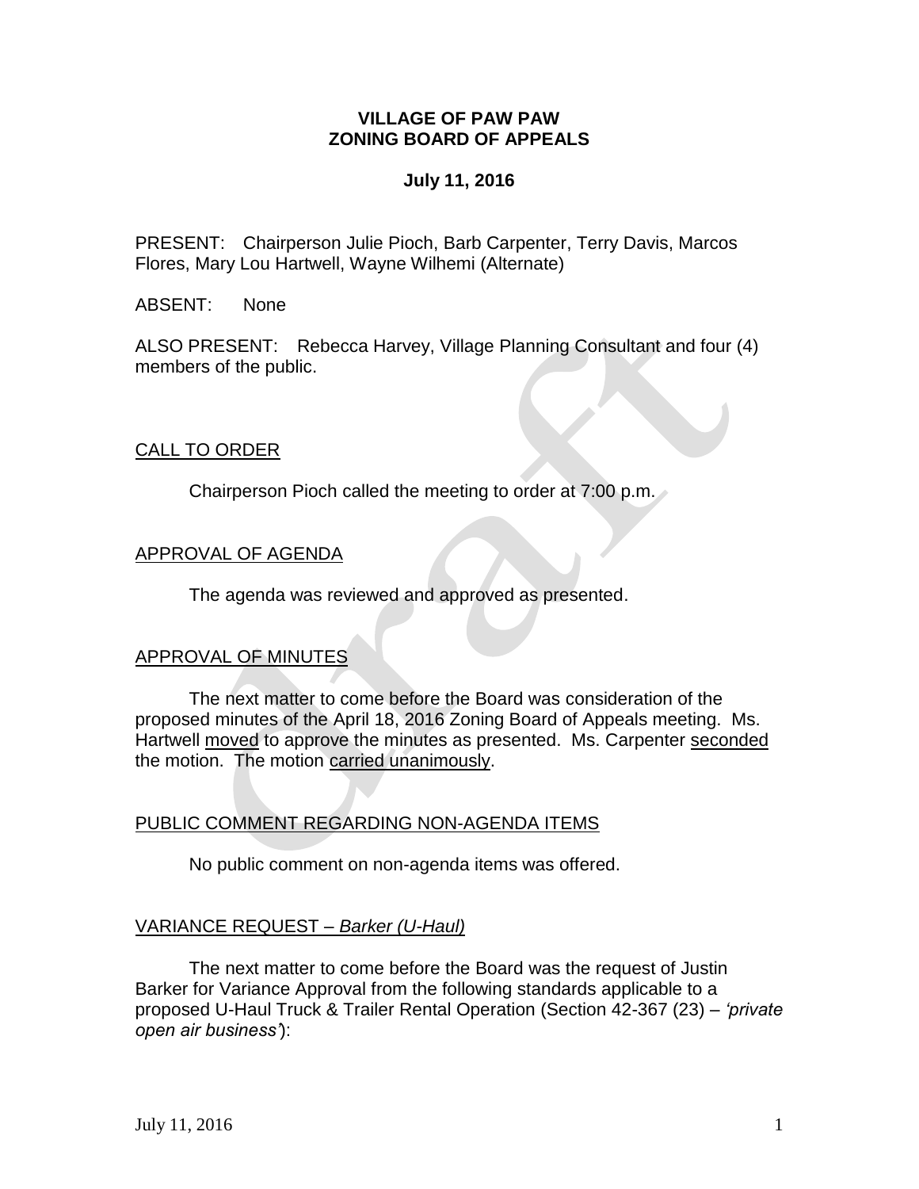# VILLAGE OF PAW PAW
# ZONING BOARD OF APPEALS

## July 11, 2016

PRESENT: Chairperson Julie Pioch, Barb Carpenter, Terry Davis, Marcos Flores, Mary Lou Hartwell, Wayne Wilhemi (Alternate)

ABSENT: None

ALSO PRESENT: Rebecca Harvey, Village Planning Consultant and four (4) members of the public.

## CALL TO ORDER

Chairperson Pioch called the meeting to order at 7:00 p.m.

## APPROVAL OF AGENDA

The agenda was reviewed and approved as presented.

## APPROVAL OF MINUTES

The next matter to come before the Board was consideration of the proposed minutes of the April 18, 2016 Zoning Board of Appeals meeting. Ms. Hartwell moved to approve the minutes as presented. Ms. Carpenter seconded the motion. The motion carried unanimously.

## PUBLIC COMMENT REGARDING NON-AGENDA ITEMS

No public comment on non-agenda items was offered.

## VARIANCE REQUEST – *Barker (U-Haul)*

The next matter to come before the Board was the request of Justin Barker for Variance Approval from the following standards applicable to a proposed U-Haul Truck & Trailer Rental Operation (Section 42-367 (23) – *'private open air business'*):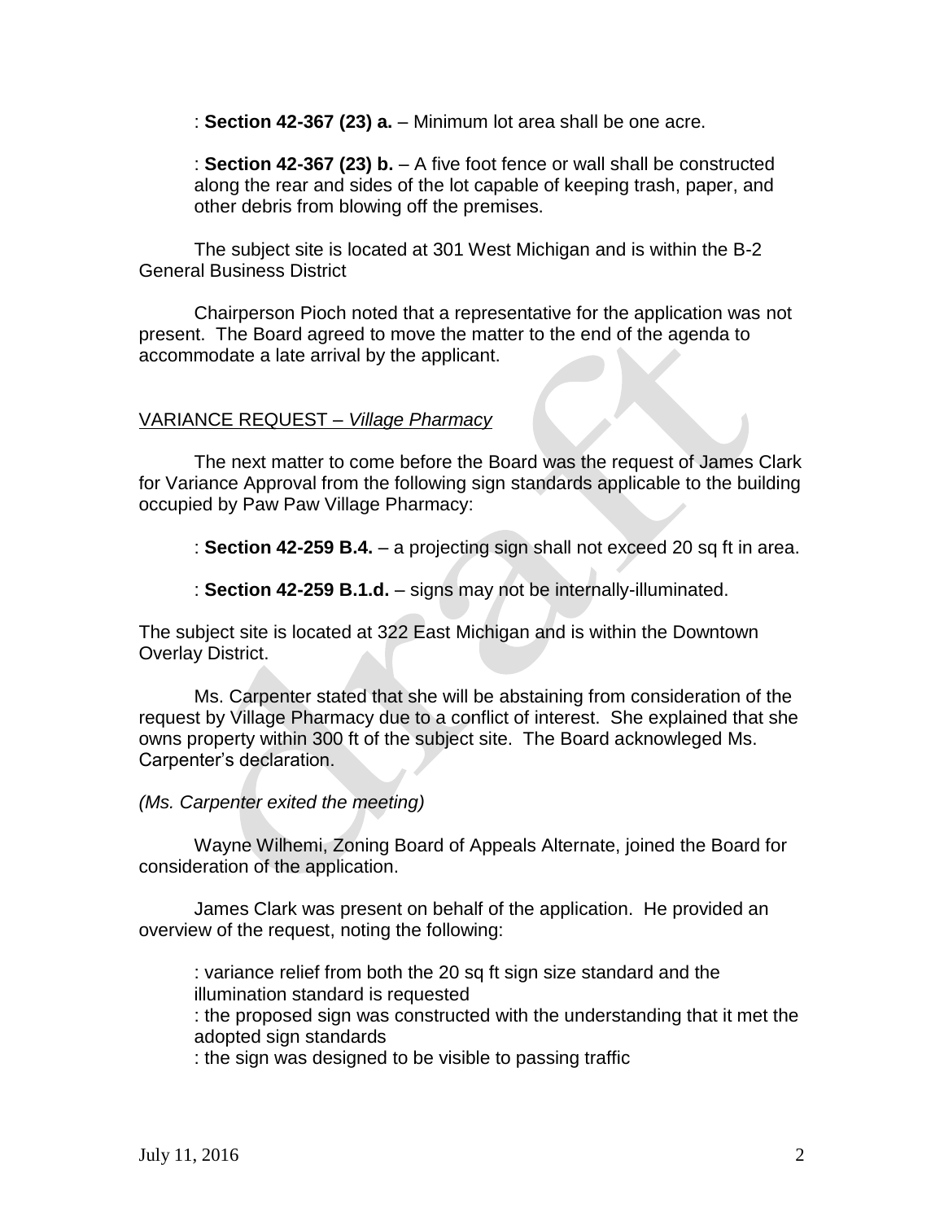: **Section 42-367 (23) a.** – Minimum lot area shall be one acre.

: **Section 42-367 (23) b.** – A five foot fence or wall shall be constructed along the rear and sides of the lot capable of keeping trash, paper, and other debris from blowing off the premises.

The subject site is located at 301 West Michigan and is within the B-2 General Business District

Chairperson Pioch noted that a representative for the application was not present. The Board agreed to move the matter to the end of the agenda to accommodate a late arrival by the applicant.

VARIANCE REQUEST – *Village Pharmacy*

The next matter to come before the Board was the request of James Clark for Variance Approval from the following sign standards applicable to the building occupied by Paw Paw Village Pharmacy:

: **Section 42-259 B.4.** – a projecting sign shall not exceed 20 sq ft in area.

: **Section 42-259 B.1.d.** – signs may not be internally-illuminated.

The subject site is located at 322 East Michigan and is within the Downtown Overlay District.

Ms. Carpenter stated that she will be abstaining from consideration of the request by Village Pharmacy due to a conflict of interest. She explained that she owns property within 300 ft of the subject site. The Board acknowleged Ms. Carpenter's declaration.

*(Ms. Carpenter exited the meeting)*

Wayne Wilhemi, Zoning Board of Appeals Alternate, joined the Board for consideration of the application.

James Clark was present on behalf of the application. He provided an overview of the request, noting the following:

: variance relief from both the 20 sq ft sign size standard and the illumination standard is requested
: the proposed sign was constructed with the understanding that it met the adopted sign standards
: the sign was designed to be visible to passing traffic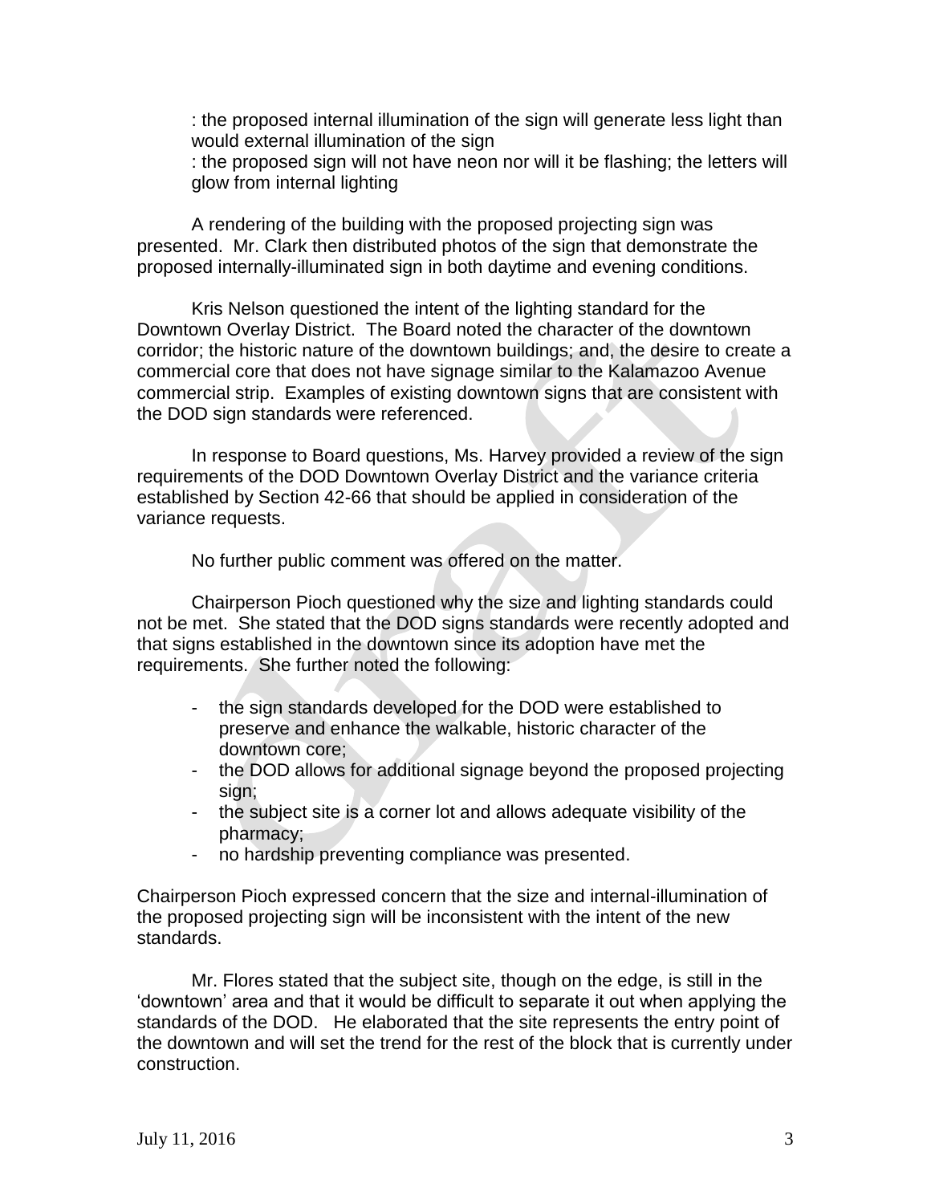: the proposed internal illumination of the sign will generate less light than would external illumination of the sign

: the proposed sign will not have neon nor will it be flashing; the letters will glow from internal lighting

A rendering of the building with the proposed projecting sign was presented. Mr. Clark then distributed photos of the sign that demonstrate the proposed internally-illuminated sign in both daytime and evening conditions.

Kris Nelson questioned the intent of the lighting standard for the Downtown Overlay District. The Board noted the character of the downtown corridor; the historic nature of the downtown buildings; and, the desire to create a commercial core that does not have signage similar to the Kalamazoo Avenue commercial strip. Examples of existing downtown signs that are consistent with the DOD sign standards were referenced.

In response to Board questions, Ms. Harvey provided a review of the sign requirements of the DOD Downtown Overlay District and the variance criteria established by Section 42-66 that should be applied in consideration of the variance requests.

No further public comment was offered on the matter.

Chairperson Pioch questioned why the size and lighting standards could not be met. She stated that the DOD signs standards were recently adopted and that signs established in the downtown since its adoption have met the requirements. She further noted the following:

- the sign standards developed for the DOD were established to preserve and enhance the walkable, historic character of the downtown core;
- the DOD allows for additional signage beyond the proposed projecting sign;
- the subject site is a corner lot and allows adequate visibility of the pharmacy;
- no hardship preventing compliance was presented.

Chairperson Pioch expressed concern that the size and internal-illumination of the proposed projecting sign will be inconsistent with the intent of the new standards.

Mr. Flores stated that the subject site, though on the edge, is still in the 'downtown' area and that it would be difficult to separate it out when applying the standards of the DOD. He elaborated that the site represents the entry point of the downtown and will set the trend for the rest of the block that is currently under construction.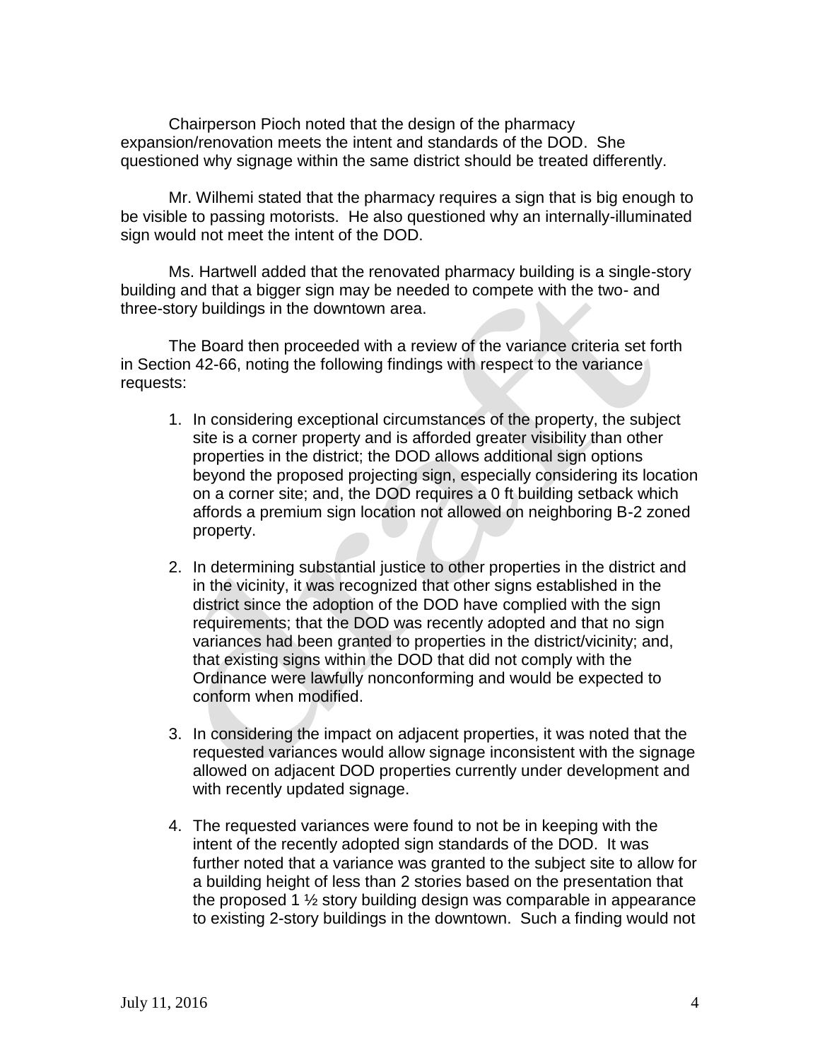Chairperson Pioch noted that the design of the pharmacy expansion/renovation meets the intent and standards of the DOD. She questioned why signage within the same district should be treated differently.

Mr. Wilhemi stated that the pharmacy requires a sign that is big enough to be visible to passing motorists. He also questioned why an internally-illuminated sign would not meet the intent of the DOD.

Ms. Hartwell added that the renovated pharmacy building is a single-story building and that a bigger sign may be needed to compete with the two- and three-story buildings in the downtown area.

The Board then proceeded with a review of the variance criteria set forth in Section 42-66, noting the following findings with respect to the variance requests:

1. In considering exceptional circumstances of the property, the subject site is a corner property and is afforded greater visibility than other properties in the district; the DOD allows additional sign options beyond the proposed projecting sign, especially considering its location on a corner site; and, the DOD requires a 0 ft building setback which affords a premium sign location not allowed on neighboring B-2 zoned property.

2. In determining substantial justice to other properties in the district and in the vicinity, it was recognized that other signs established in the district since the adoption of the DOD have complied with the sign requirements; that the DOD was recently adopted and that no sign variances had been granted to properties in the district/vicinity; and, that existing signs within the DOD that did not comply with the Ordinance were lawfully nonconforming and would be expected to conform when modified.

3. In considering the impact on adjacent properties, it was noted that the requested variances would allow signage inconsistent with the signage allowed on adjacent DOD properties currently under development and with recently updated signage.

4. The requested variances were found to not be in keeping with the intent of the recently adopted sign standards of the DOD. It was further noted that a variance was granted to the subject site to allow for a building height of less than 2 stories based on the presentation that the proposed 1 ½ story building design was comparable in appearance to existing 2-story buildings in the downtown. Such a finding would not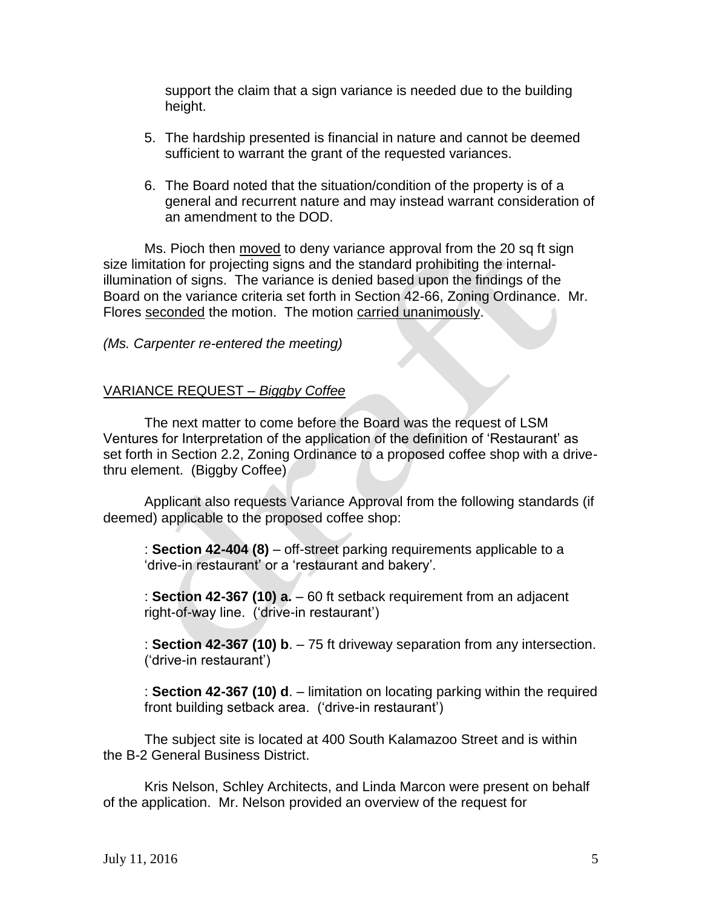support the claim that a sign variance is needed due to the building height.

5. The hardship presented is financial in nature and cannot be deemed sufficient to warrant the grant of the requested variances.

6. The Board noted that the situation/condition of the property is of a general and recurrent nature and may instead warrant consideration of an amendment to the DOD.

Ms. Pioch then moved to deny variance approval from the 20 sq ft sign size limitation for projecting signs and the standard prohibiting the internal-illumination of signs. The variance is denied based upon the findings of the Board on the variance criteria set forth in Section 42-66, Zoning Ordinance. Mr. Flores seconded the motion. The motion carried unanimously.

*(Ms. Carpenter re-entered the meeting)*

VARIANCE REQUEST – *Biggby Coffee*

The next matter to come before the Board was the request of LSM Ventures for Interpretation of the application of the definition of 'Restaurant' as set forth in Section 2.2, Zoning Ordinance to a proposed coffee shop with a drive-thru element. (Biggby Coffee)

Applicant also requests Variance Approval from the following standards (if deemed) applicable to the proposed coffee shop:

: **Section 42-404 (8)** – off-street parking requirements applicable to a 'drive-in restaurant' or a 'restaurant and bakery'.

: **Section 42-367 (10) a.** – 60 ft setback requirement from an adjacent right-of-way line. ('drive-in restaurant')

: **Section 42-367 (10) b**. – 75 ft driveway separation from any intersection. ('drive-in restaurant')

: **Section 42-367 (10) d**. – limitation on locating parking within the required front building setback area. ('drive-in restaurant')

The subject site is located at 400 South Kalamazoo Street and is within the B-2 General Business District.

Kris Nelson, Schley Architects, and Linda Marcon were present on behalf of the application. Mr. Nelson provided an overview of the request for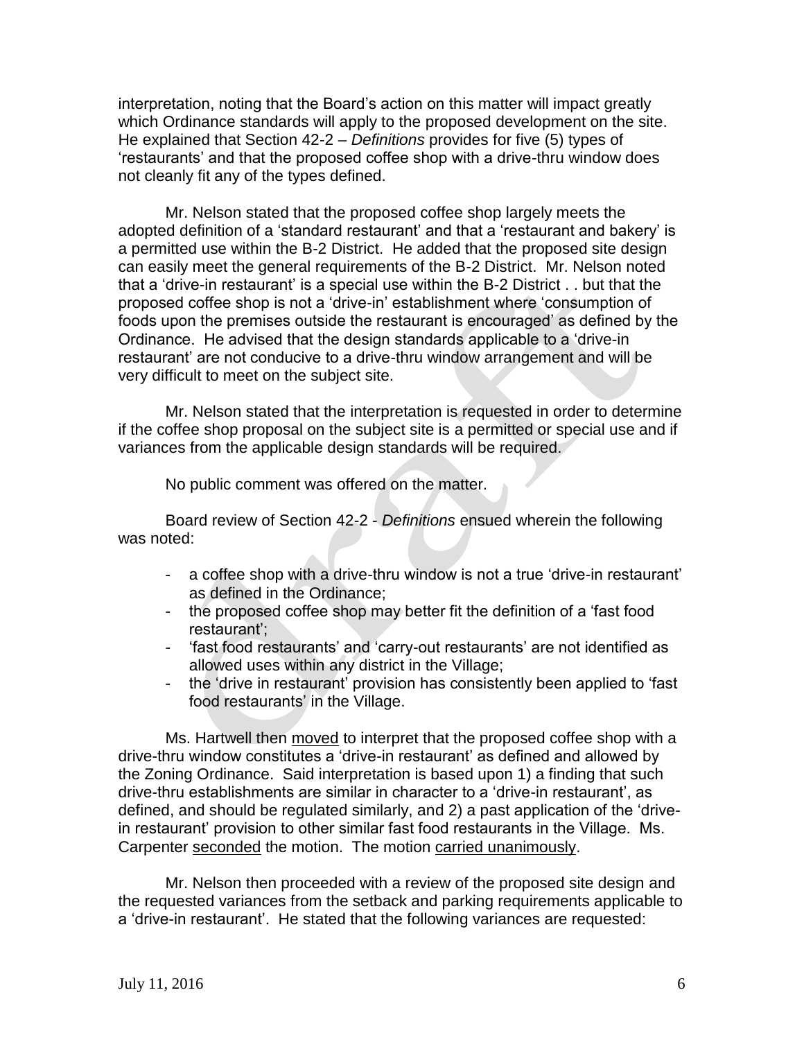interpretation, noting that the Board's action on this matter will impact greatly which Ordinance standards will apply to the proposed development on the site. He explained that Section 42-2 – *Definitions* provides for five (5) types of 'restaurants' and that the proposed coffee shop with a drive-thru window does not cleanly fit any of the types defined.

Mr. Nelson stated that the proposed coffee shop largely meets the adopted definition of a 'standard restaurant' and that a 'restaurant and bakery' is a permitted use within the B-2 District. He added that the proposed site design can easily meet the general requirements of the B-2 District. Mr. Nelson noted that a 'drive-in restaurant' is a special use within the B-2 District . . but that the proposed coffee shop is not a 'drive-in' establishment where 'consumption of foods upon the premises outside the restaurant is encouraged' as defined by the Ordinance. He advised that the design standards applicable to a 'drive-in restaurant' are not conducive to a drive-thru window arrangement and will be very difficult to meet on the subject site.

Mr. Nelson stated that the interpretation is requested in order to determine if the coffee shop proposal on the subject site is a permitted or special use and if variances from the applicable design standards will be required.

No public comment was offered on the matter.

Board review of Section 42-2 - *Definitions* ensued wherein the following was noted:

- a coffee shop with a drive-thru window is not a true 'drive-in restaurant' as defined in the Ordinance;
- the proposed coffee shop may better fit the definition of a 'fast food restaurant';
- 'fast food restaurants' and 'carry-out restaurants' are not identified as allowed uses within any district in the Village;
- the 'drive in restaurant' provision has consistently been applied to 'fast food restaurants' in the Village.

Ms. Hartwell then moved to interpret that the proposed coffee shop with a drive-thru window constitutes a 'drive-in restaurant' as defined and allowed by the Zoning Ordinance. Said interpretation is based upon 1) a finding that such drive-thru establishments are similar in character to a 'drive-in restaurant', as defined, and should be regulated similarly, and 2) a past application of the 'drive-in restaurant' provision to other similar fast food restaurants in the Village. Ms. Carpenter seconded the motion. The motion carried unanimously.

Mr. Nelson then proceeded with a review of the proposed site design and the requested variances from the setback and parking requirements applicable to a 'drive-in restaurant'. He stated that the following variances are requested: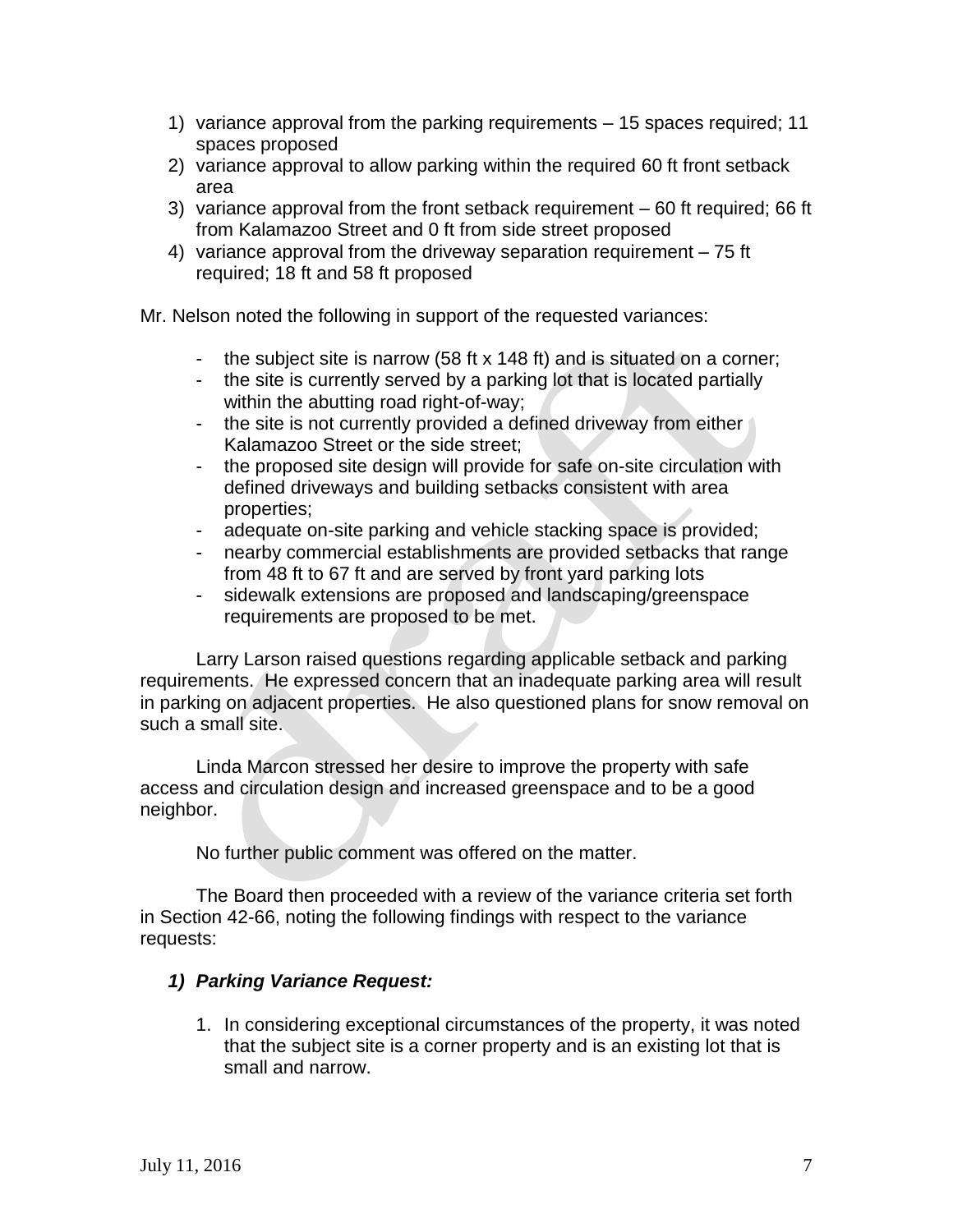1) variance approval from the parking requirements – 15 spaces required; 11 spaces proposed
2) variance approval to allow parking within the required 60 ft front setback area
3) variance approval from the front setback requirement – 60 ft required; 66 ft from Kalamazoo Street and 0 ft from side street proposed
4) variance approval from the driveway separation requirement – 75 ft required; 18 ft and 58 ft proposed

Mr. Nelson noted the following in support of the requested variances:

- the subject site is narrow (58 ft x 148 ft) and is situated on a corner;
- the site is currently served by a parking lot that is located partially within the abutting road right-of-way;
- the site is not currently provided a defined driveway from either Kalamazoo Street or the side street;
- the proposed site design will provide for safe on-site circulation with defined driveways and building setbacks consistent with area properties;
- adequate on-site parking and vehicle stacking space is provided;
- nearby commercial establishments are provided setbacks that range from 48 ft to 67 ft and are served by front yard parking lots
- sidewalk extensions are proposed and landscaping/greenspace requirements are proposed to be met.

Larry Larson raised questions regarding applicable setback and parking requirements. He expressed concern that an inadequate parking area will result in parking on adjacent properties. He also questioned plans for snow removal on such a small site.

Linda Marcon stressed her desire to improve the property with safe access and circulation design and increased greenspace and to be a good neighbor.

No further public comment was offered on the matter.

The Board then proceeded with a review of the variance criteria set forth in Section 42-66, noting the following findings with respect to the variance requests:

***1) Parking Variance Request:***

1. In considering exceptional circumstances of the property, it was noted that the subject site is a corner property and is an existing lot that is small and narrow.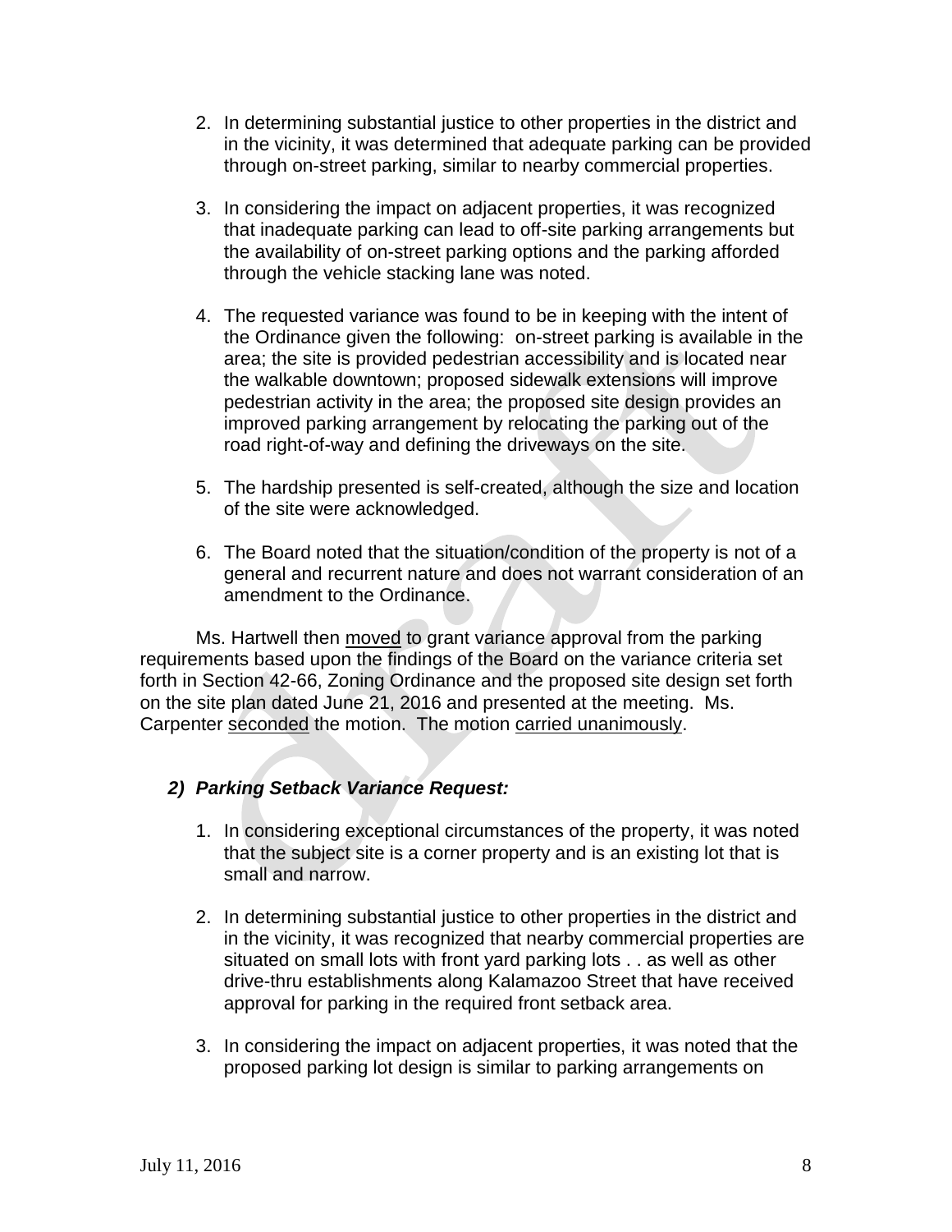2. In determining substantial justice to other properties in the district and in the vicinity, it was determined that adequate parking can be provided through on-street parking, similar to nearby commercial properties.

3. In considering the impact on adjacent properties, it was recognized that inadequate parking can lead to off-site parking arrangements but the availability of on-street parking options and the parking afforded through the vehicle stacking lane was noted.

4. The requested variance was found to be in keeping with the intent of the Ordinance given the following: on-street parking is available in the area; the site is provided pedestrian accessibility and is located near the walkable downtown; proposed sidewalk extensions will improve pedestrian activity in the area; the proposed site design provides an improved parking arrangement by relocating the parking out of the road right-of-way and defining the driveways on the site.

5. The hardship presented is self-created, although the size and location of the site were acknowledged.

6. The Board noted that the situation/condition of the property is not of a general and recurrent nature and does not warrant consideration of an amendment to the Ordinance.

Ms. Hartwell then moved to grant variance approval from the parking requirements based upon the findings of the Board on the variance criteria set forth in Section 42-66, Zoning Ordinance and the proposed site design set forth on the site plan dated June 21, 2016 and presented at the meeting. Ms. Carpenter seconded the motion. The motion carried unanimously.

***2) Parking Setback Variance Request:***

1. In considering exceptional circumstances of the property, it was noted that the subject site is a corner property and is an existing lot that is small and narrow.

2. In determining substantial justice to other properties in the district and in the vicinity, it was recognized that nearby commercial properties are situated on small lots with front yard parking lots . . as well as other drive-thru establishments along Kalamazoo Street that have received approval for parking in the required front setback area.

3. In considering the impact on adjacent properties, it was noted that the proposed parking lot design is similar to parking arrangements on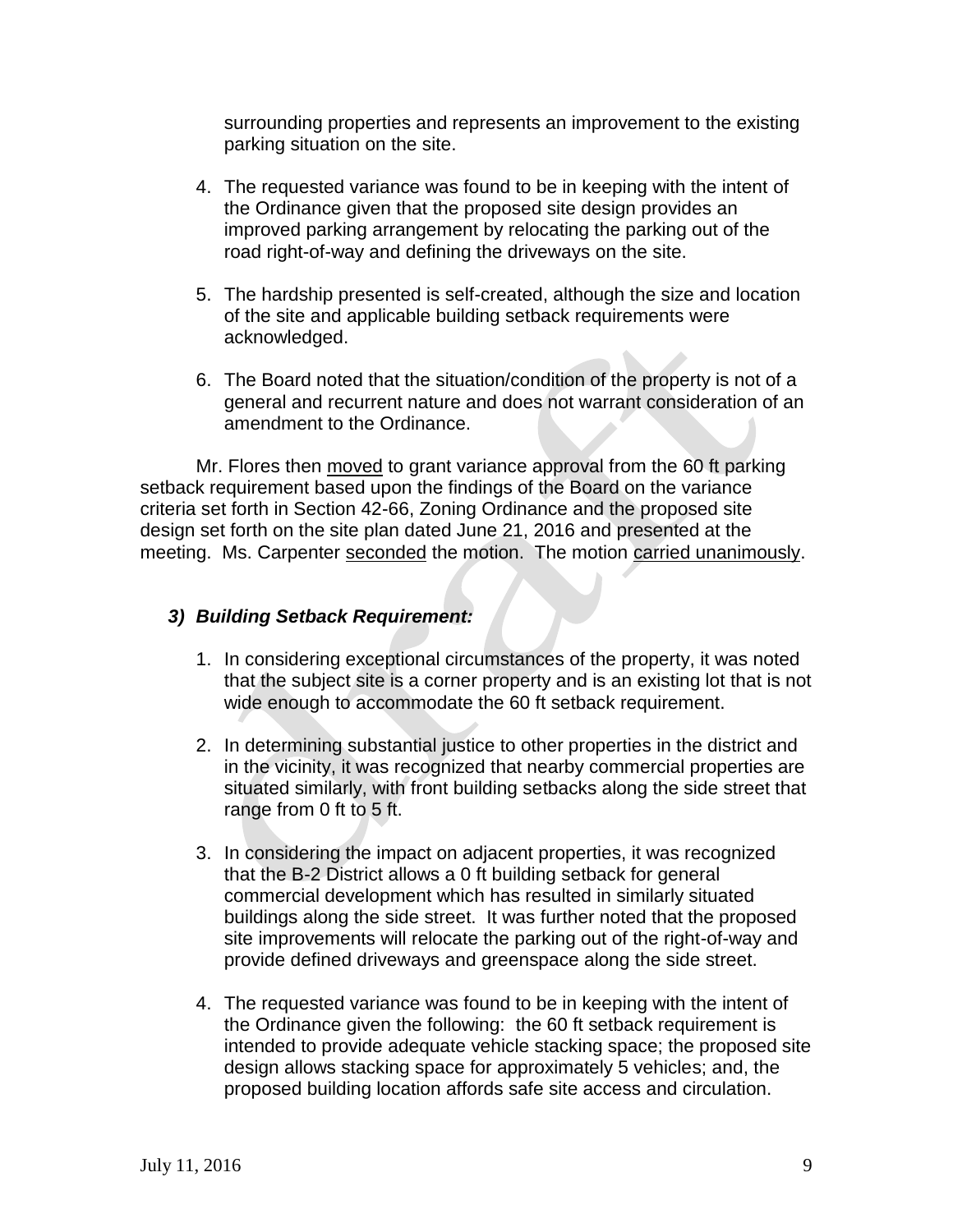surrounding properties and represents an improvement to the existing parking situation on the site.

4. The requested variance was found to be in keeping with the intent of the Ordinance given that the proposed site design provides an improved parking arrangement by relocating the parking out of the road right-of-way and defining the driveways on the site.

5. The hardship presented is self-created, although the size and location of the site and applicable building setback requirements were acknowledged.

6. The Board noted that the situation/condition of the property is not of a general and recurrent nature and does not warrant consideration of an amendment to the Ordinance.

Mr. Flores then moved to grant variance approval from the 60 ft parking setback requirement based upon the findings of the Board on the variance criteria set forth in Section 42-66, Zoning Ordinance and the proposed site design set forth on the site plan dated June 21, 2016 and presented at the meeting. Ms. Carpenter seconded the motion. The motion carried unanimously.

### *3) Building Setback Requirement:*

1. In considering exceptional circumstances of the property, it was noted that the subject site is a corner property and is an existing lot that is not wide enough to accommodate the 60 ft setback requirement.

2. In determining substantial justice to other properties in the district and in the vicinity, it was recognized that nearby commercial properties are situated similarly, with front building setbacks along the side street that range from 0 ft to 5 ft.

3. In considering the impact on adjacent properties, it was recognized that the B-2 District allows a 0 ft building setback for general commercial development which has resulted in similarly situated buildings along the side street. It was further noted that the proposed site improvements will relocate the parking out of the right-of-way and provide defined driveways and greenspace along the side street.

4. The requested variance was found to be in keeping with the intent of the Ordinance given the following: the 60 ft setback requirement is intended to provide adequate vehicle stacking space; the proposed site design allows stacking space for approximately 5 vehicles; and, the proposed building location affords safe site access and circulation.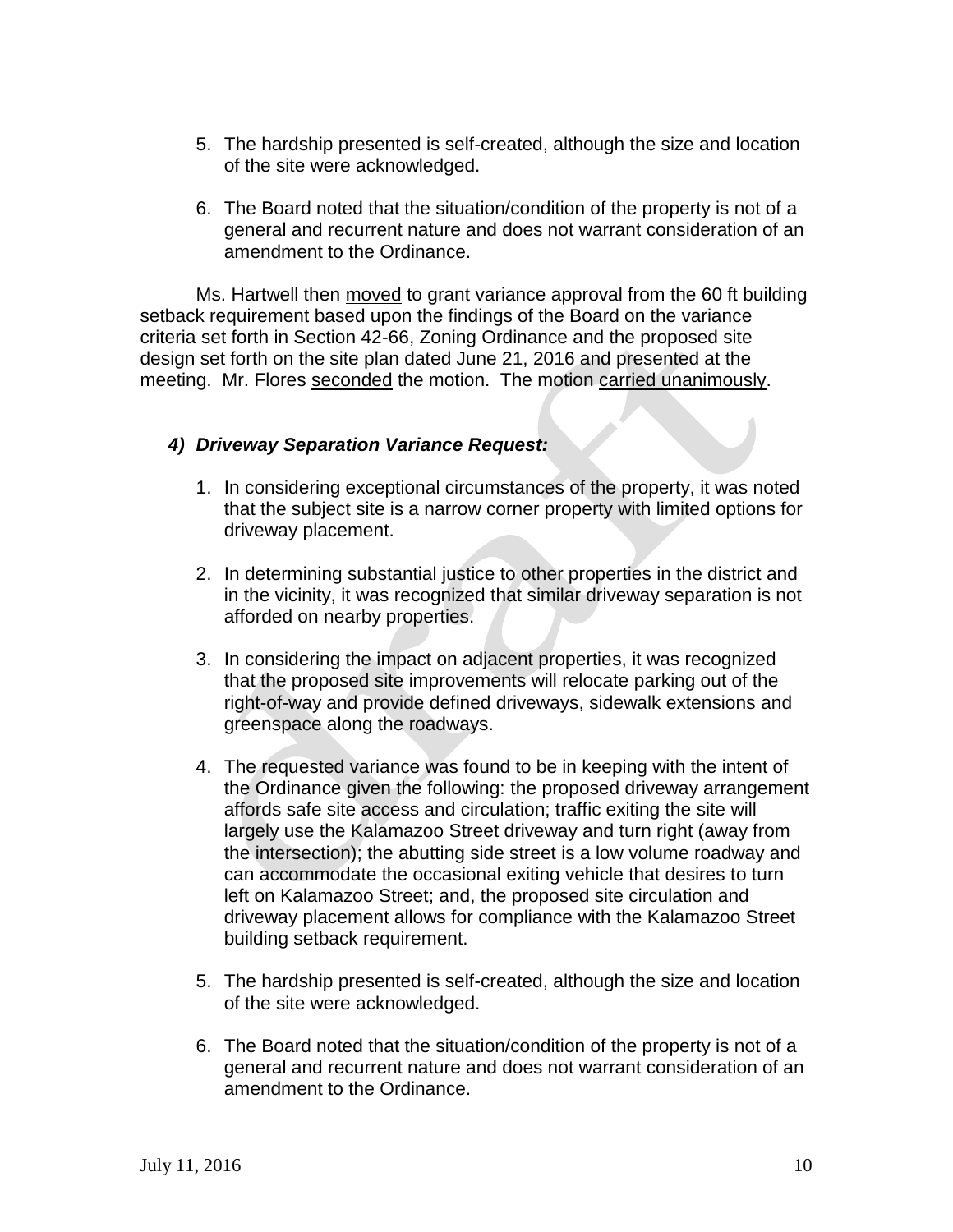5. The hardship presented is self-created, although the size and location of the site were acknowledged.

6. The Board noted that the situation/condition of the property is not of a general and recurrent nature and does not warrant consideration of an amendment to the Ordinance.

Ms. Hartwell then <u>moved</u> to grant variance approval from the 60 ft building setback requirement based upon the findings of the Board on the variance criteria set forth in Section 42-66, Zoning Ordinance and the proposed site design set forth on the site plan dated June 21, 2016 and presented at the meeting. Mr. Flores <u>seconded</u> the motion. The motion <u>carried unanimously</u>.

### *4) Driveway Separation Variance Request:*

1. In considering exceptional circumstances of the property, it was noted that the subject site is a narrow corner property with limited options for driveway placement.

2. In determining substantial justice to other properties in the district and in the vicinity, it was recognized that similar driveway separation is not afforded on nearby properties.

3. In considering the impact on adjacent properties, it was recognized that the proposed site improvements will relocate parking out of the right-of-way and provide defined driveways, sidewalk extensions and greenspace along the roadways.

4. The requested variance was found to be in keeping with the intent of the Ordinance given the following: the proposed driveway arrangement affords safe site access and circulation; traffic exiting the site will largely use the Kalamazoo Street driveway and turn right (away from the intersection); the abutting side street is a low volume roadway and can accommodate the occasional exiting vehicle that desires to turn left on Kalamazoo Street; and, the proposed site circulation and driveway placement allows for compliance with the Kalamazoo Street building setback requirement.

5. The hardship presented is self-created, although the size and location of the site were acknowledged.

6. The Board noted that the situation/condition of the property is not of a general and recurrent nature and does not warrant consideration of an amendment to the Ordinance.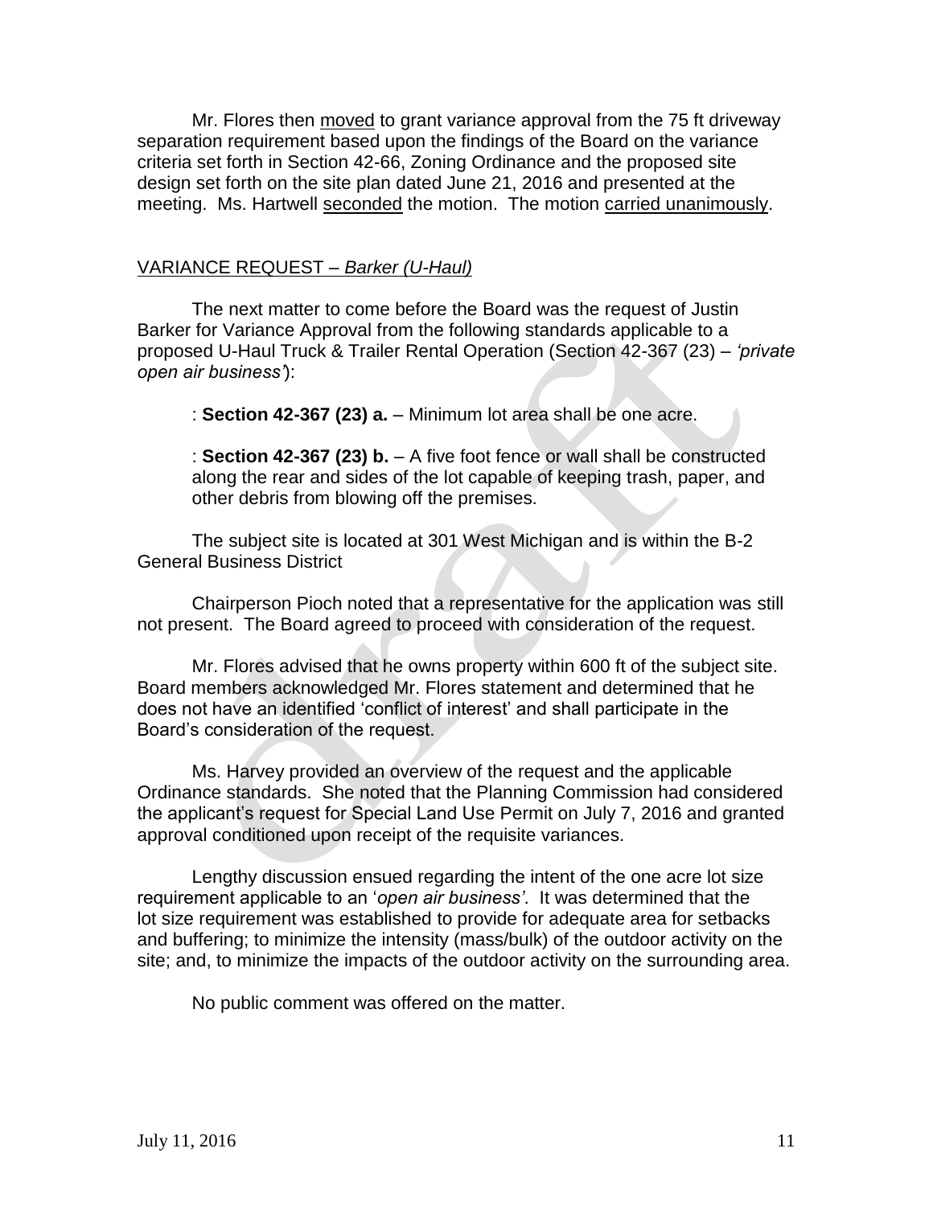Mr. Flores then <u>moved</u> to grant variance approval from the 75 ft driveway separation requirement based upon the findings of the Board on the variance criteria set forth in Section 42-66, Zoning Ordinance and the proposed site design set forth on the site plan dated June 21, 2016 and presented at the meeting. Ms. Hartwell <u>seconded</u> the motion. The motion <u>carried unanimously</u>.

<u>VARIANCE REQUEST – *Barker (U-Haul)*</u>

The next matter to come before the Board was the request of Justin Barker for Variance Approval from the following standards applicable to a proposed U-Haul Truck & Trailer Rental Operation (Section 42-367 (23) – *'private open air business'*):

: **Section 42-367 (23) a.** – Minimum lot area shall be one acre.

: **Section 42-367 (23) b.** – A five foot fence or wall shall be constructed along the rear and sides of the lot capable of keeping trash, paper, and other debris from blowing off the premises.

The subject site is located at 301 West Michigan and is within the B-2 General Business District

Chairperson Pioch noted that a representative for the application was still not present. The Board agreed to proceed with consideration of the request.

Mr. Flores advised that he owns property within 600 ft of the subject site. Board members acknowledged Mr. Flores statement and determined that he does not have an identified 'conflict of interest' and shall participate in the Board's consideration of the request.

Ms. Harvey provided an overview of the request and the applicable Ordinance standards. She noted that the Planning Commission had considered the applicant's request for Special Land Use Permit on July 7, 2016 and granted approval conditioned upon receipt of the requisite variances.

Lengthy discussion ensued regarding the intent of the one acre lot size requirement applicable to an '*open air business'*. It was determined that the lot size requirement was established to provide for adequate area for setbacks and buffering; to minimize the intensity (mass/bulk) of the outdoor activity on the site; and, to minimize the impacts of the outdoor activity on the surrounding area.

No public comment was offered on the matter.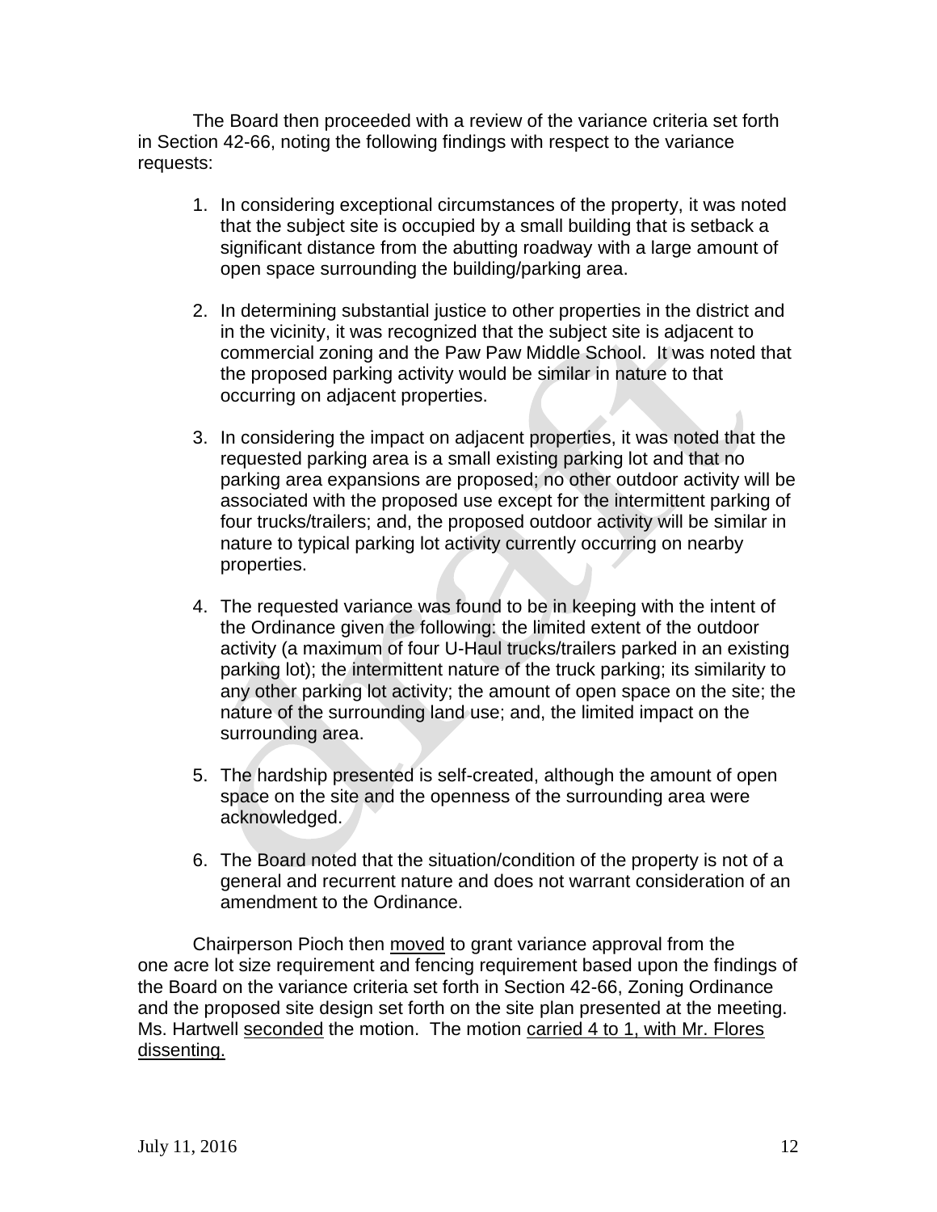The Board then proceeded with a review of the variance criteria set forth in Section 42-66, noting the following findings with respect to the variance requests:

1. In considering exceptional circumstances of the property, it was noted that the subject site is occupied by a small building that is setback a significant distance from the abutting roadway with a large amount of open space surrounding the building/parking area.

2. In determining substantial justice to other properties in the district and in the vicinity, it was recognized that the subject site is adjacent to commercial zoning and the Paw Paw Middle School. It was noted that the proposed parking activity would be similar in nature to that occurring on adjacent properties.

3. In considering the impact on adjacent properties, it was noted that the requested parking area is a small existing parking lot and that no parking area expansions are proposed; no other outdoor activity will be associated with the proposed use except for the intermittent parking of four trucks/trailers; and, the proposed outdoor activity will be similar in nature to typical parking lot activity currently occurring on nearby properties.

4. The requested variance was found to be in keeping with the intent of the Ordinance given the following: the limited extent of the outdoor activity (a maximum of four U-Haul trucks/trailers parked in an existing parking lot); the intermittent nature of the truck parking; its similarity to any other parking lot activity; the amount of open space on the site; the nature of the surrounding land use; and, the limited impact on the surrounding area.

5. The hardship presented is self-created, although the amount of open space on the site and the openness of the surrounding area were acknowledged.

6. The Board noted that the situation/condition of the property is not of a general and recurrent nature and does not warrant consideration of an amendment to the Ordinance.

Chairperson Pioch then moved to grant variance approval from the one acre lot size requirement and fencing requirement based upon the findings of the Board on the variance criteria set forth in Section 42-66, Zoning Ordinance and the proposed site design set forth on the site plan presented at the meeting. Ms. Hartwell seconded the motion. The motion carried 4 to 1, with Mr. Flores dissenting.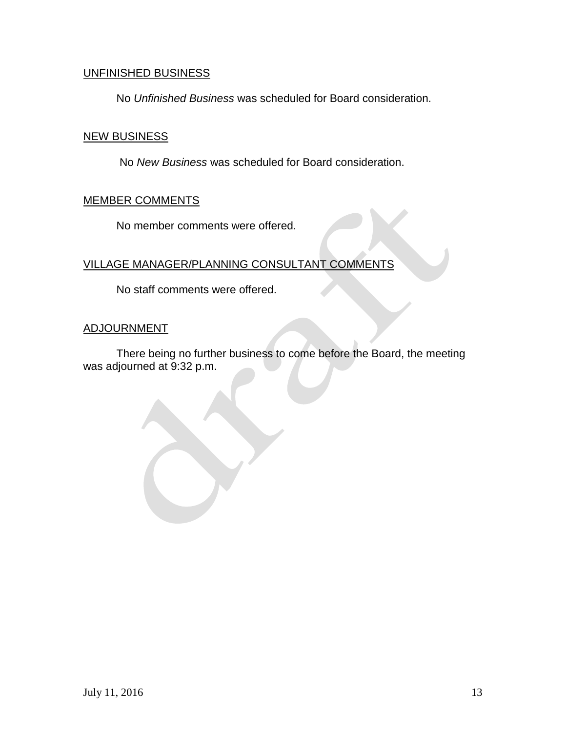UNFINISHED BUSINESS

No *Unfinished Business* was scheduled for Board consideration.

NEW BUSINESS

No *New Business* was scheduled for Board consideration.

MEMBER COMMENTS

No member comments were offered.

VILLAGE MANAGER/PLANNING CONSULTANT COMMENTS

No staff comments were offered.

ADJOURNMENT

There being no further business to come before the Board, the meeting was adjourned at 9:32 p.m.